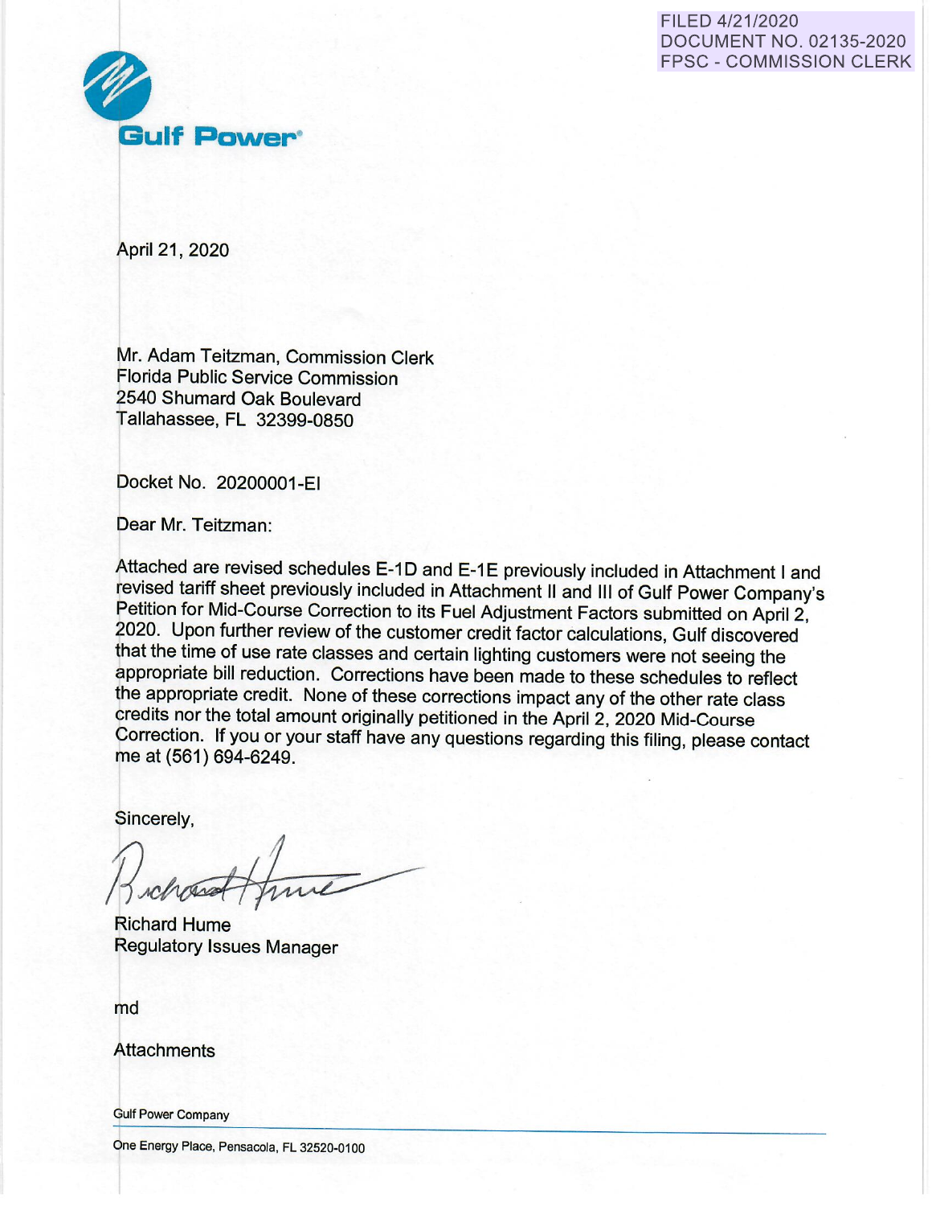FILED 4/21/2020
DOCUMENT NO. 02135-2020
FPSC - COMMISSION CLERK

**Gulf Power**®

April 21, 2020

Mr. Adam Teitzman, Commission Clerk
Florida Public Service Commission
2540 Shumard Oak Boulevard
Tallahassee, FL 32399-0850

Docket No. 20200001-EI

Dear Mr. Teitzman:

Attached are revised schedules E-1D and E-1E previously included in Attachment I and revised tariff sheet previously included in Attachment II and III of Gulf Power Company's Petition for Mid-Course Correction to its Fuel Adjustment Factors submitted on April 2, 2020. Upon further review of the customer credit factor calculations, Gulf discovered that the time of use rate classes and certain lighting customers were not seeing the appropriate bill reduction. Corrections have been made to these schedules to reflect the appropriate credit. None of these corrections impact any of the other rate class credits nor the total amount originally petitioned in the April 2, 2020 Mid-Course Correction. If you or your staff have any questions regarding this filing, please contact me at (561) 694-6249.

Sincerely,

Richard Hume
Regulatory Issues Manager

md

Attachments

Gulf Power Company

One Energy Place, Pensacola, FL 32520-0100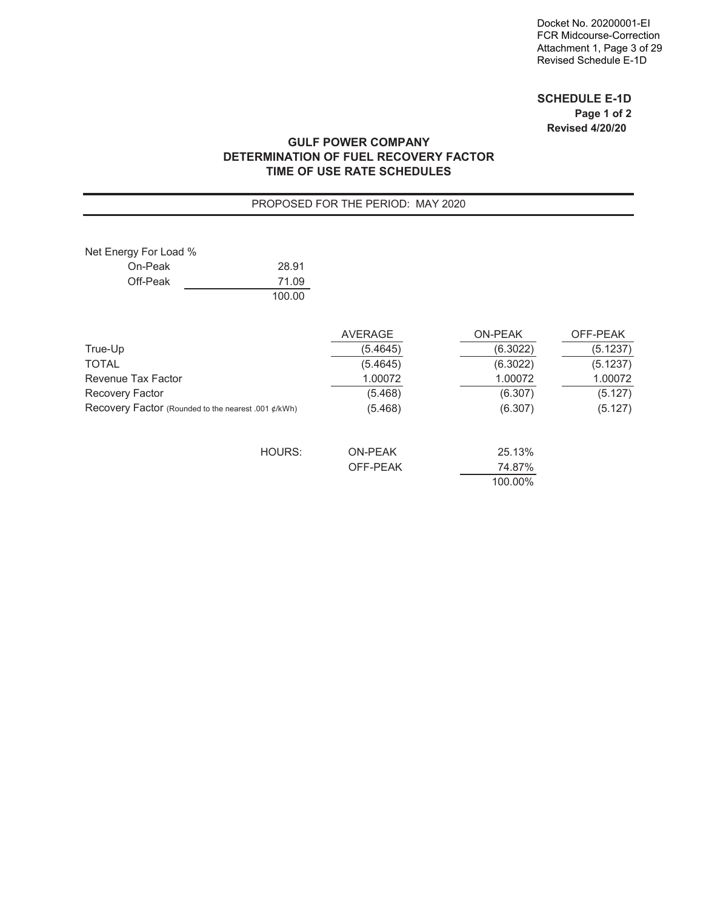Docket No. 20200001-EI
FCR Midcourse-Correction
Attachment 1, Page 3 of 29
Revised Schedule E-1D

**SCHEDULE E-1D**
**Page 1 of 2**
**Revised 4/20/20**

## GULF POWER COMPANY
## DETERMINATION OF FUEL RECOVERY FACTOR
## TIME OF USE RATE SCHEDULES

PROPOSED FOR THE PERIOD: MAY 2020

| Net Energy For Load % | |
|---|---|
| On-Peak | 28.91 |
| Off-Peak | 71.09 |
| | 100.00 |

| | AVERAGE | ON-PEAK | OFF-PEAK |
|---|---|---|---|
| True-Up | (5.4645) | (6.3022) | (5.1237) |
| TOTAL | (5.4645) | (6.3022) | (5.1237) |
| Revenue Tax Factor | 1.00072 | 1.00072 | 1.00072 |
| Recovery Factor | (5.468) | (6.307) | (5.127) |
| Recovery Factor (Rounded to the nearest .001 ¢/kWh) | (5.468) | (6.307) | (5.127) |

| HOURS: | | |
|---|---|---|
| | ON-PEAK | 25.13% |
| | OFF-PEAK | 74.87% |
| | | 100.00% |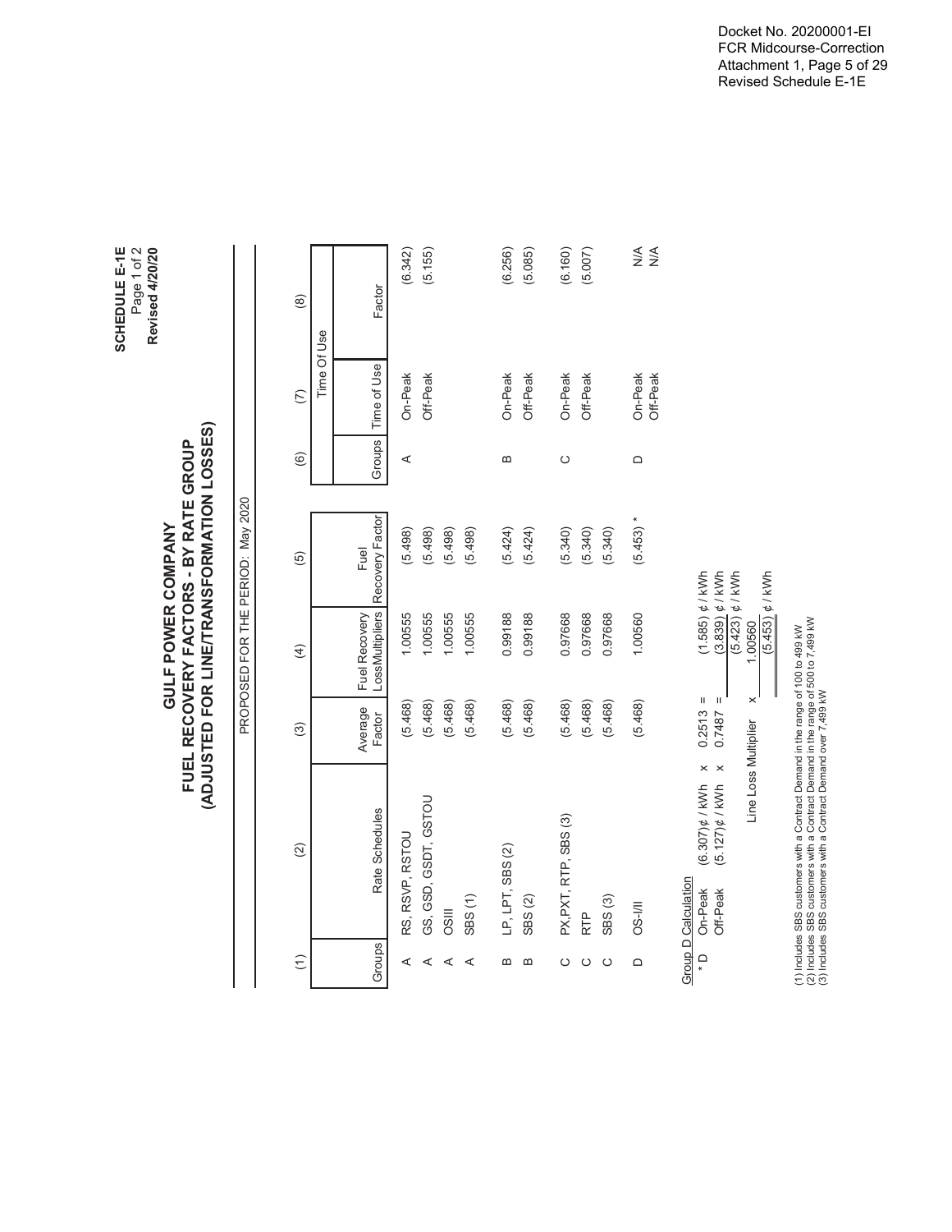Docket No. 20200001-EI
FCR Midcourse-Correction
Attachment 1, Page 5 of 29
Revised Schedule E-1E

**SCHEDULE E-1E**
Page 1 of 2
**Revised 4/20/20**

# GULF POWER COMPANY
## FUEL RECOVERY FACTORS - BY RATE GROUP
## (ADJUSTED FOR LINE/TRANSFORMATION LOSSES)

PROPOSED FOR THE PERIOD: May 2020

| (1) | (2) | (3) | (4) | (5) | (6) | (7) | (8) |
|---|---|---|---|---|---|---|---|
| | | | | | | Time Of Use | |
| Groups | Rate Schedules | Average Factor | Fuel Recovery Loss Multipliers | Fuel Recovery Factor | Groups | Time of Use | Factor |
| A | RS, RSVP, RSTOU | (5.468) | 1.00555 | (5.498) | A | On-Peak | (6.342) |
| A | GS, GSD, GSDT, GSTOU | (5.468) | 1.00555 | (5.498) | | Off-Peak | (5.155) |
| A | OSIII | (5.468) | 1.00555 | (5.498) | | | |
| A | SBS (1) | (5.468) | 1.00555 | (5.498) | | | |
| B | LP, LPT, SBS (2) | (5.468) | 0.99188 | (5.424) | B | On-Peak | (6.256) |
| B | SBS (2) | (5.468) | 0.99188 | (5.424) | | Off-Peak | (5.085) |
| C | PX,PXT, RTP, SBS (3) | (5.468) | 0.97668 | (5.340) | C | On-Peak | (6.160) |
| C | RTP | (5.468) | 0.97668 | (5.340) | | Off-Peak | (5.007) |
| C | SBS (3) | (5.468) | 0.97668 | (5.340) | | | |
| D | OS-I/II | (5.468) | 1.00560 | (5.453) * | D | On-Peak | N/A |
| | | | | | | Off-Peak | N/A |

Group D Calculation

| | | | | | | |
|---|---|---|---|---|---|---|
| * D | On-Peak | (6.307)¢ / kWh | x | 0.2513 | = | (1.585) ¢ / kWh |
| | Off-Peak | (5.127)¢ / kWh | x | 0.7487 | = | (3.839) ¢ / kWh |
| | | | | | | (5.423) ¢ / kWh |
| | | Line Loss Multiplier | x | | | 1.00560 |
| | | | | | | (5.453) ¢ / kWh |

(1) Includes SBS customers with a Contract Demand in the range of 100 to 499 kW
(2) Includes SBS customers with a Contract Demand in the range of 500 to 7,499 kW
(3) Includes SBS customers with a Contract Demand over 7,499 kW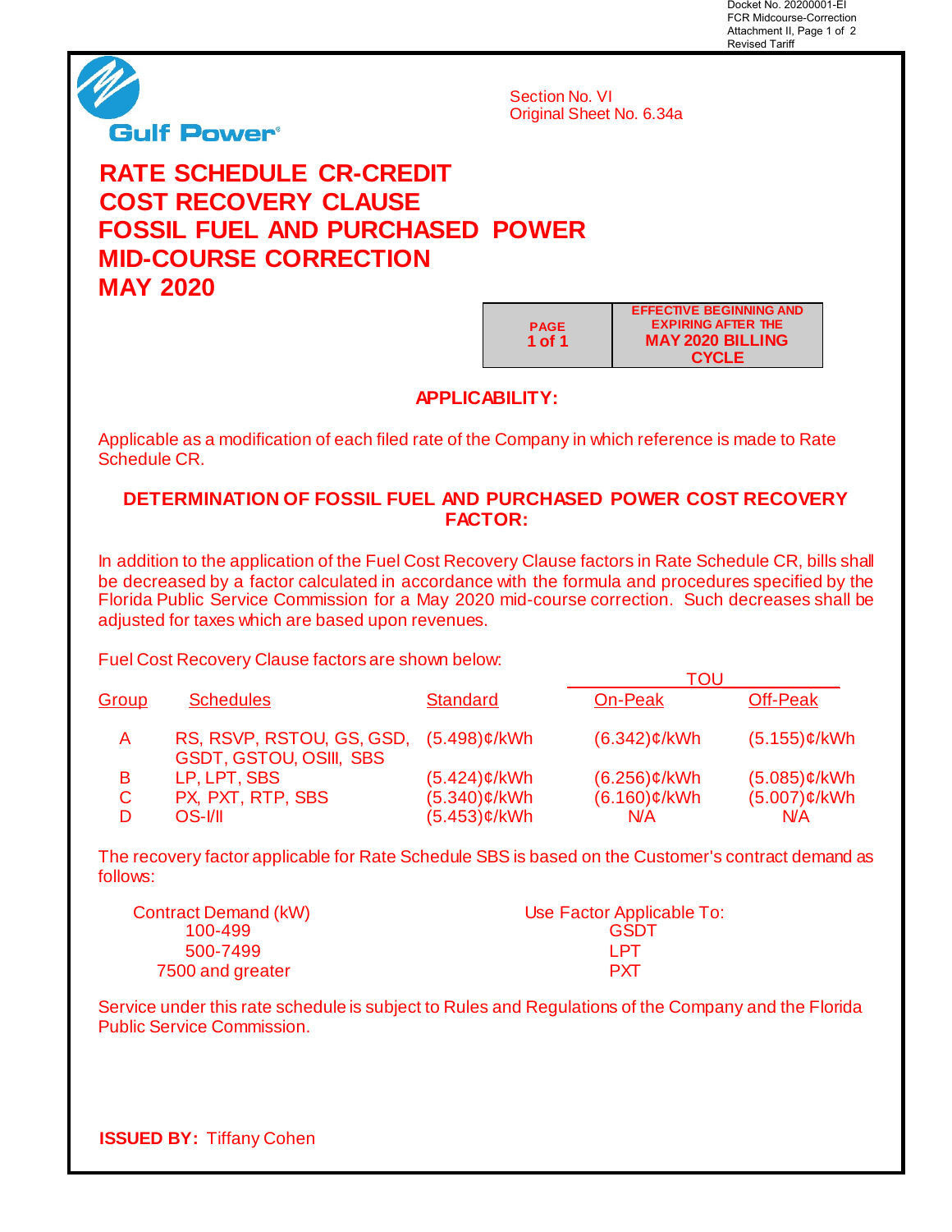Docket No. 20200001-EI
FCR Midcourse-Correction
Attachment II, Page 1 of 2
Revised Tariff

Gulf Power

Section No. VI
Original Sheet No. 6.34a

# RATE SCHEDULE CR-CREDIT
# COST RECOVERY CLAUSE
# FOSSIL FUEL AND PURCHASED POWER
# MID-COURSE CORRECTION
# MAY 2020

| PAGE 1 of 1 | EFFECTIVE BEGINNING AND EXPIRING AFTER THE MAY 2020 BILLING CYCLE |
|---|---|

## APPLICABILITY:

Applicable as a modification of each filed rate of the Company in which reference is made to Rate Schedule CR.

## DETERMINATION OF FOSSIL FUEL AND PURCHASED POWER COST RECOVERY FACTOR:

In addition to the application of the Fuel Cost Recovery Clause factors in Rate Schedule CR, bills shall be decreased by a factor calculated in accordance with the formula and procedures specified by the Florida Public Service Commission for a May 2020 mid-course correction. Such decreases shall be adjusted for taxes which are based upon revenues.

Fuel Cost Recovery Clause factors are shown below:

| | | | TOU | |
|---|---|---|---|---|
| Group | Schedules | Standard | On-Peak | Off-Peak |
| A | RS, RSVP, RSTOU, GS, GSD, GSDT, GSTOU, OSIII, SBS | (5.498)¢/kWh | (6.342)¢/kWh | (5.155)¢/kWh |
| B | LP, LPT, SBS | (5.424)¢/kWh | (6.256)¢/kWh | (5.085)¢/kWh |
| C | PX, PXT, RTP, SBS | (5.340)¢/kWh | (6.160)¢/kWh | (5.007)¢/kWh |
| D | OS-I/II | (5.453)¢/kWh | N/A | N/A |

The recovery factor applicable for Rate Schedule SBS is based on the Customer's contract demand as follows:

| Contract Demand (kW) | Use Factor Applicable To: |
|---|---|
| 100-499 | GSDT |
| 500-7499 | LPT |
| 7500 and greater | PXT |

Service under this rate schedule is subject to Rules and Regulations of the Company and the Florida Public Service Commission.

**ISSUED BY:** Tiffany Cohen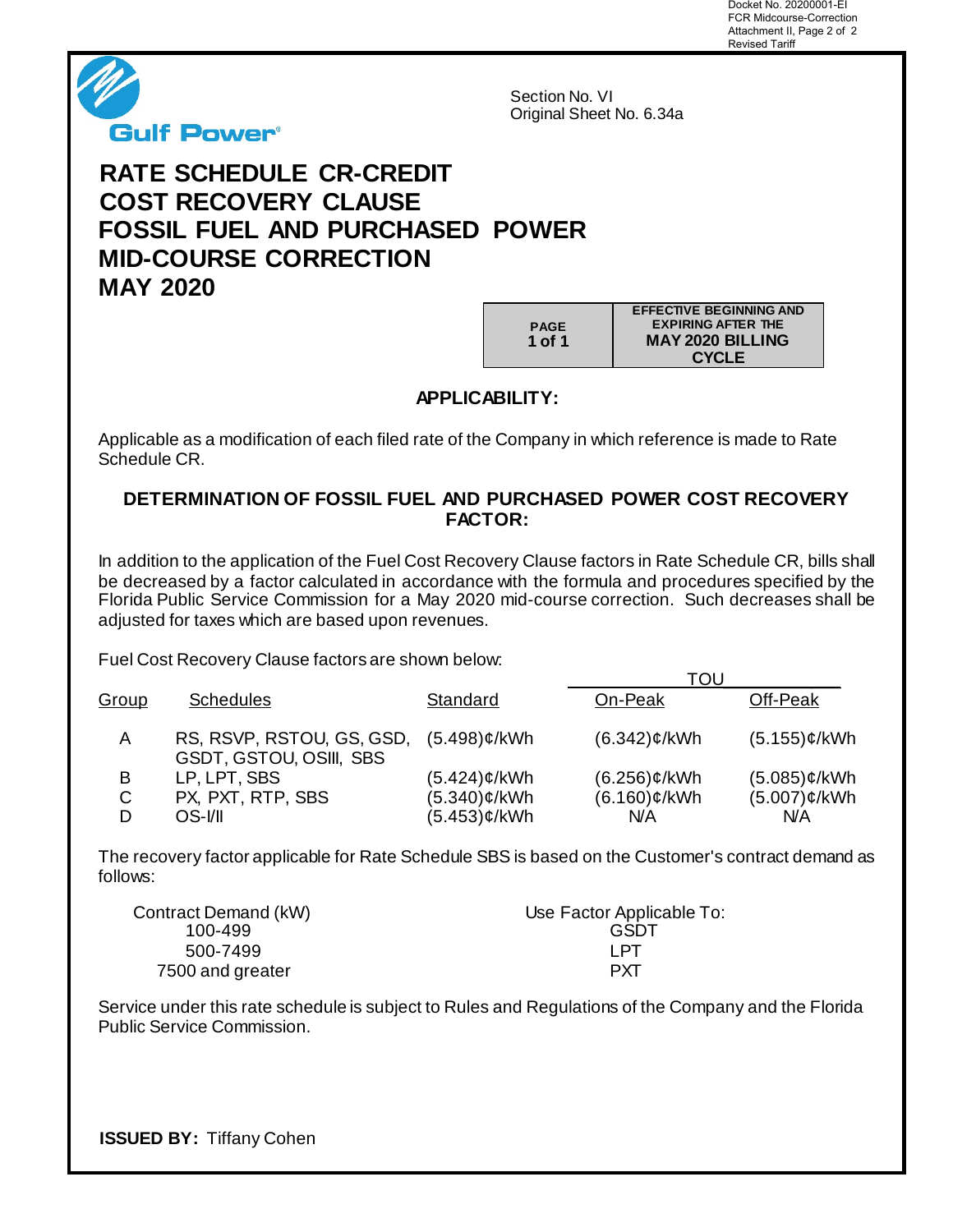Docket No. 20200001-EI
FCR Midcourse-Correction
Attachment II, Page 2 of 2
Revised Tariff

Gulf Power

Section No. VI
Original Sheet No. 6.34a

# RATE SCHEDULE CR-CREDIT
# COST RECOVERY CLAUSE
# FOSSIL FUEL AND PURCHASED POWER
# MID-COURSE CORRECTION
# MAY 2020

| PAGE | EFFECTIVE BEGINNING AND EXPIRING AFTER THE |
|---|---|
| 1 of 1 | MAY 2020 BILLING CYCLE |

## APPLICABILITY:

Applicable as a modification of each filed rate of the Company in which reference is made to Rate Schedule CR.

## DETERMINATION OF FOSSIL FUEL AND PURCHASED POWER COST RECOVERY FACTOR:

In addition to the application of the Fuel Cost Recovery Clause factors in Rate Schedule CR, bills shall be decreased by a factor calculated in accordance with the formula and procedures specified by the Florida Public Service Commission for a May 2020 mid-course correction. Such decreases shall be adjusted for taxes which are based upon revenues.

Fuel Cost Recovery Clause factors are shown below:

| | | | TOU | |
|---|---|---|---|---|
| Group | Schedules | Standard | On-Peak | Off-Peak |
| A | RS, RSVP, RSTOU, GS, GSD, GSDT, GSTOU, OSIII, SBS | (5.498)¢/kWh | (6.342)¢/kWh | (5.155)¢/kWh |
| B | LP, LPT, SBS | (5.424)¢/kWh | (6.256)¢/kWh | (5.085)¢/kWh |
| C | PX, PXT, RTP, SBS | (5.340)¢/kWh | (6.160)¢/kWh | (5.007)¢/kWh |
| D | OS-I/II | (5.453)¢/kWh | N/A | N/A |

The recovery factor applicable for Rate Schedule SBS is based on the Customer's contract demand as follows:

| Contract Demand (kW) | Use Factor Applicable To: |
|---|---|
| 100-499 | GSDT |
| 500-7499 | LPT |
| 7500 and greater | PXT |

Service under this rate schedule is subject to Rules and Regulations of the Company and the Florida Public Service Commission.

**ISSUED BY:** Tiffany Cohen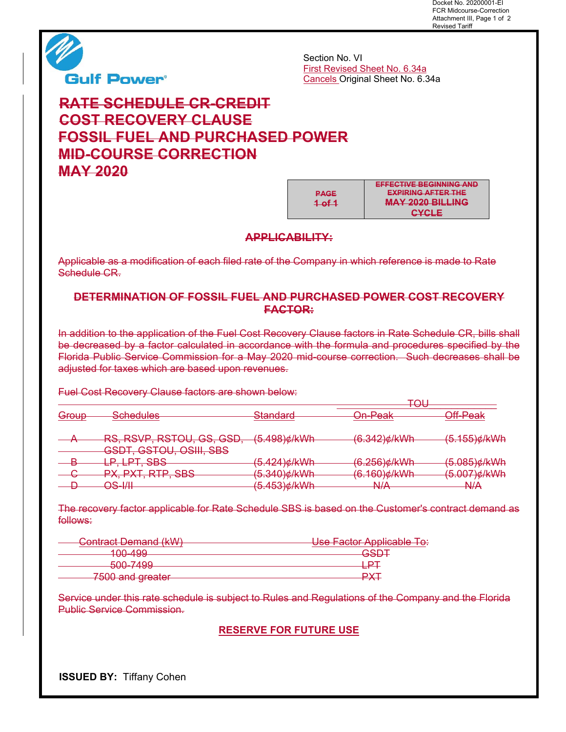Docket No. 20200001-EI
FCR Midcourse-Correction
Attachment III, Page 1 of 2
Revised Tariff

Gulf Power®

Section No. VI
First Revised Sheet No. 6.34a
Cancels Original Sheet No. 6.34a

# ~~RATE SCHEDULE CR-CREDIT~~
# ~~COST RECOVERY CLAUSE~~
# ~~FOSSIL FUEL AND PURCHASED POWER~~
# ~~MID-COURSE CORRECTION~~
# ~~MAY 2020~~

| ~~PAGE~~ | ~~EFFECTIVE BEGINNING AND EXPIRING AFTER THE~~ |
|---|---|
| ~~1 of 1~~ | ~~MAY 2020 BILLING CYCLE~~ |

## ~~APPLICABILITY:~~

~~Applicable as a modification of each filed rate of the Company in which reference is made to Rate Schedule CR.~~

## ~~DETERMINATION OF FOSSIL FUEL AND PURCHASED POWER COST RECOVERY FACTOR:~~

~~In addition to the application of the Fuel Cost Recovery Clause factors in Rate Schedule CR, bills shall be decreased by a factor calculated in accordance with the formula and procedures specified by the Florida Public Service Commission for a May 2020 mid-course correction. Such decreases shall be adjusted for taxes which are based upon revenues.~~

~~Fuel Cost Recovery Clause factors are shown below:~~

| | | | ~~TOU~~ | |
|---|---|---|---|---|
| ~~Group~~ | ~~Schedules~~ | ~~Standard~~ | ~~On-Peak~~ | ~~Off-Peak~~ |
| ~~A~~ | ~~RS, RSVP, RSTOU, GS, GSD, GSDT, GSTOU, OSIII, SBS~~ | ~~(5.498)¢/kWh~~ | ~~(6.342)¢/kWh~~ | ~~(5.155)¢/kWh~~ |
| ~~B~~ | ~~LP, LPT, SBS~~ | ~~(5.424)¢/kWh~~ | ~~(6.256)¢/kWh~~ | ~~(5.085)¢/kWh~~ |
| ~~C~~ | ~~PX, PXT, RTP, SBS~~ | ~~(5.340)¢/kWh~~ | ~~(6.160)¢/kWh~~ | ~~(5.007)¢/kWh~~ |
| ~~D~~ | ~~OS-I/II~~ | ~~(5.453)¢/kWh~~ | ~~N/A~~ | ~~N/A~~ |

~~The recovery factor applicable for Rate Schedule SBS is based on the Customer's contract demand as follows:~~

| ~~Contract Demand (kW)~~ | ~~Use Factor Applicable To:~~ |
|---|---|
| ~~100-499~~ | ~~GSDT~~ |
| ~~500-7499~~ | ~~LPT~~ |
| ~~7500 and greater~~ | ~~PXT~~ |

~~Service under this rate schedule is subject to Rules and Regulations of the Company and the Florida Public Service Commission.~~

**RESERVE FOR FUTURE USE**

**ISSUED BY:** Tiffany Cohen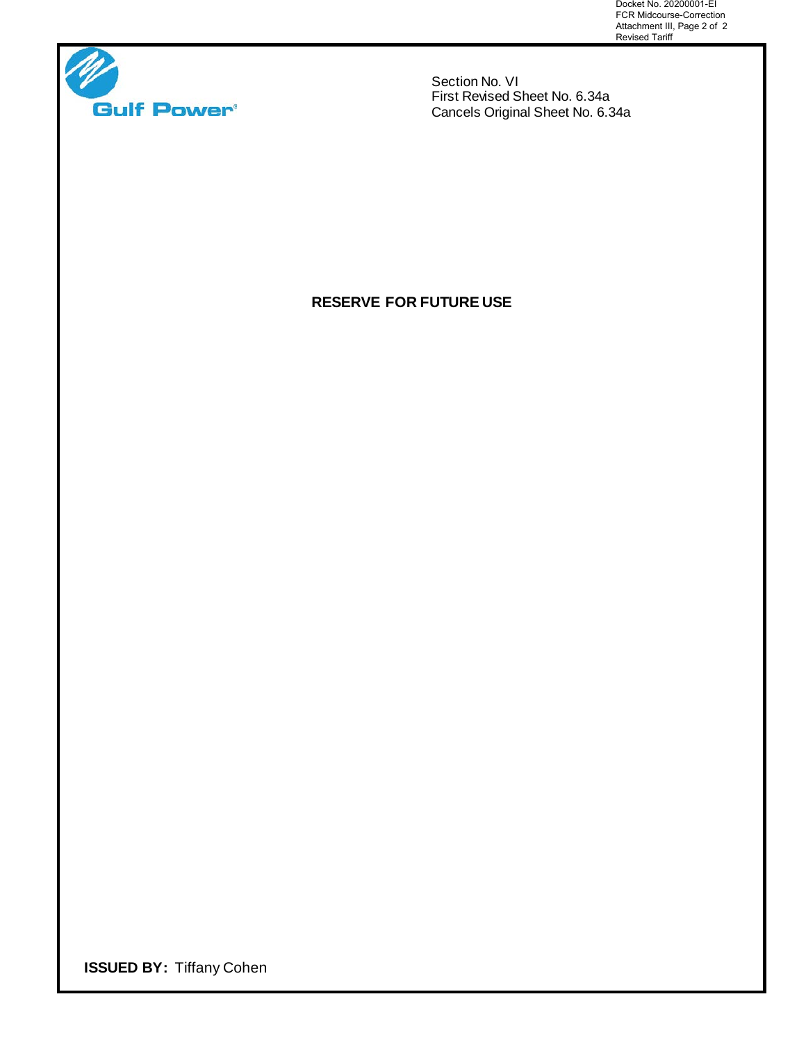Docket No. 20200001-EI
FCR Midcourse-Correction
Attachment III, Page 2 of 2
Revised Tariff

Gulf Power

Section No. VI
First Revised Sheet No. 6.34a
Cancels Original Sheet No. 6.34a

**RESERVE FOR FUTURE USE**

**ISSUED BY:** Tiffany Cohen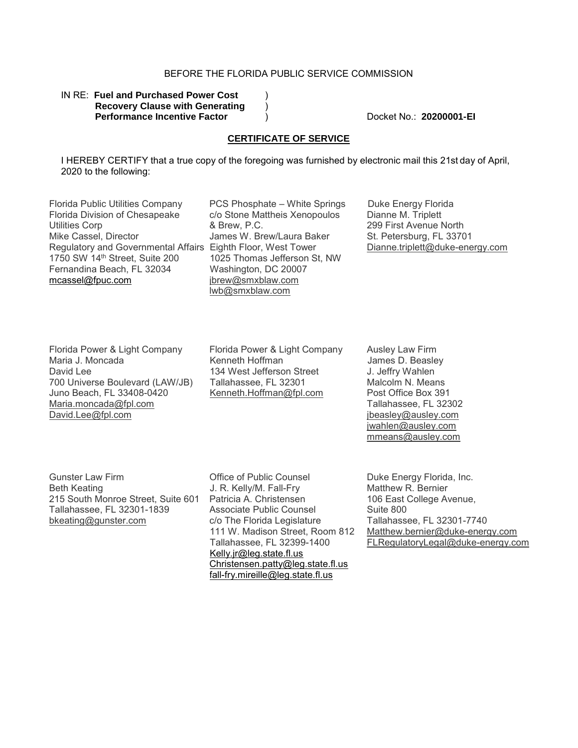BEFORE THE FLORIDA PUBLIC SERVICE COMMISSION

IN RE: **Fuel and Purchased Power Cost Recovery Clause with Generating Performance Incentive Factor** )

Docket No.: **20200001-EI**

**CERTIFICATE OF SERVICE**

I HEREBY CERTIFY that a true copy of the foregoing was furnished by electronic mail this 21st day of April, 2020 to the following:

Florida Public Utilities Company
Florida Division of Chesapeake Utilities Corp
Mike Cassel, Director
Regulatory and Governmental Affairs
1750 SW 14th Street, Suite 200
Fernandina Beach, FL 32034
mcassel@fpuc.com

PCS Phosphate – White Springs
c/o Stone Mattheis Xenopoulos & Brew, P.C.
James W. Brew/Laura Baker
Eighth Floor, West Tower
1025 Thomas Jefferson St, NW
Washington, DC 20007
jbrew@smxblaw.com
lwb@smxblaw.com

Duke Energy Florida
Dianne M. Triplett
299 First Avenue North
St. Petersburg, FL 33701
Dianne.triplett@duke-energy.com

Florida Power & Light Company
Maria J. Moncada
David Lee
700 Universe Boulevard (LAW/JB)
Juno Beach, FL 33408-0420
Maria.moncada@fpl.com
David.Lee@fpl.com

Florida Power & Light Company
Kenneth Hoffman
134 West Jefferson Street
Tallahassee, FL 32301
Kenneth.Hoffman@fpl.com

Ausley Law Firm
James D. Beasley
J. Jeffry Wahlen
Malcolm N. Means
Post Office Box 391
Tallahassee, FL 32302
jbeasley@ausley.com
jwahlen@ausley.com
mmeans@ausley.com

Gunster Law Firm
Beth Keating
215 South Monroe Street, Suite 601
Tallahassee, FL 32301-1839
bkeating@gunster.com

Office of Public Counsel
J. R. Kelly/M. Fall-Fry
Patricia A. Christensen
Associate Public Counsel
c/o The Florida Legislature
111 W. Madison Street, Room 812
Tallahassee, FL 32399-1400
Kelly.jr@leg.state.fl.us
Christensen.patty@leg.state.fl.us
fall-fry.mireille@leg.state.fl.us

Duke Energy Florida, Inc.
Matthew R. Bernier
106 East College Avenue,
Suite 800
Tallahassee, FL 32301-7740
Matthew.bernier@duke-energy.com
FLRegulatoryLegal@duke-energy.com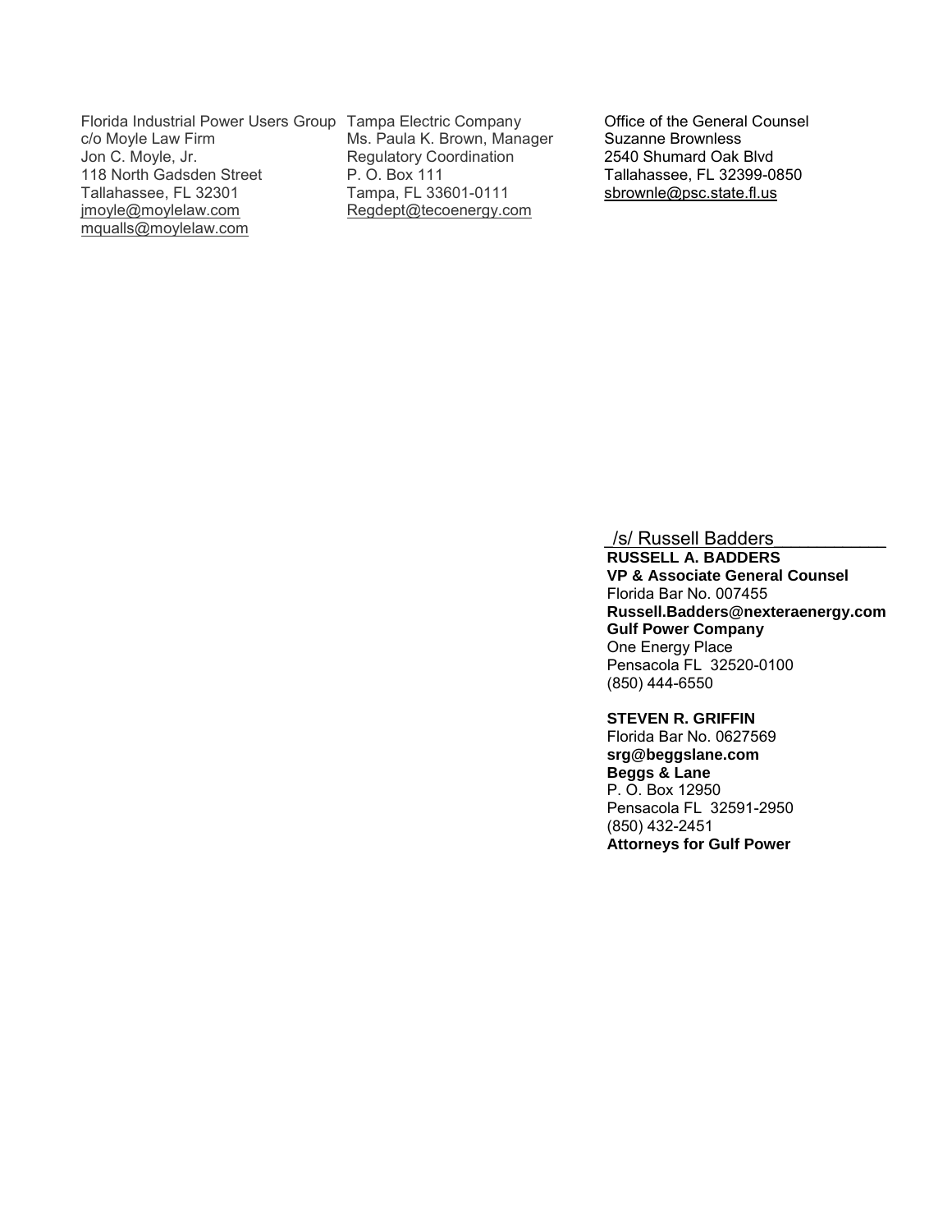Florida Industrial Power Users Group
c/o Moyle Law Firm
Jon C. Moyle, Jr.
118 North Gadsden Street
Tallahassee, FL 32301
jmoyle@moylelaw.com
mqualls@moylelaw.com

Tampa Electric Company
Ms. Paula K. Brown, Manager
Regulatory Coordination
P. O. Box 111
Tampa, FL 33601-0111
Regdept@tecoenergy.com

Office of the General Counsel
Suzanne Brownless
2540 Shumard Oak Blvd
Tallahassee, FL 32399-0850
sbrownle@psc.state.fl.us

/s/ Russell Badders

**RUSSELL A. BADDERS**
**VP & Associate General Counsel**
Florida Bar No. 007455
**Russell.Badders@nexteraenergy.com**
**Gulf Power Company**
One Energy Place
Pensacola FL 32520-0100
(850) 444-6550

**STEVEN R. GRIFFIN**
Florida Bar No. 0627569
**srg@beggslane.com**
**Beggs & Lane**
P. O. Box 12950
Pensacola FL 32591-2950
(850) 432-2451
**Attorneys for Gulf Power**